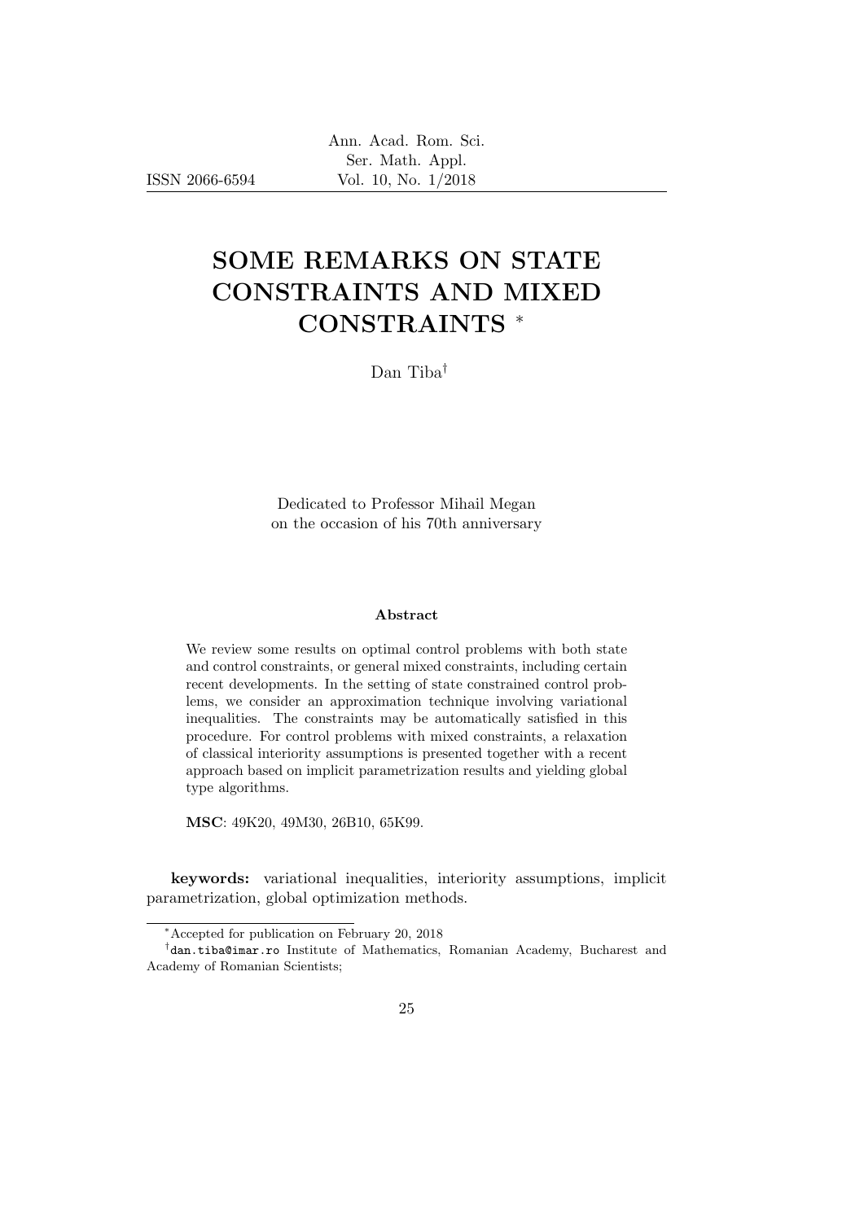# SOME REMARKS ON STATE CONSTRAINTS AND MIXED CONSTRAINTS [*]

Dan Tiba[†]

Dedicated to Professor Mihail Megan on the occasion of his 70th anniversary

### Abstract

We review some results on optimal control problems with both state and control constraints, or general mixed constraints, including certain recent developments. In the setting of state constrained control problems, we consider an approximation technique involving variational inequalities. The constraints may be automatically satisfied in this procedure. For control problems with mixed constraints, a relaxation of classical interiority assumptions is presented together with a recent approach based on implicit parametrization results and yielding global type algorithms.

**MSC**: 49K20, 49M30, 26B10, 65K99.

**keywords:** variational inequalities, interiority assumptions, implicit parametrization, global optimization methods.

---

[*] Accepted for publication on February 20, 2018

[†] dan.tiba@imar.ro Institute of Mathematics, Romanian Academy, Bucharest and Academy of Romanian Scientists;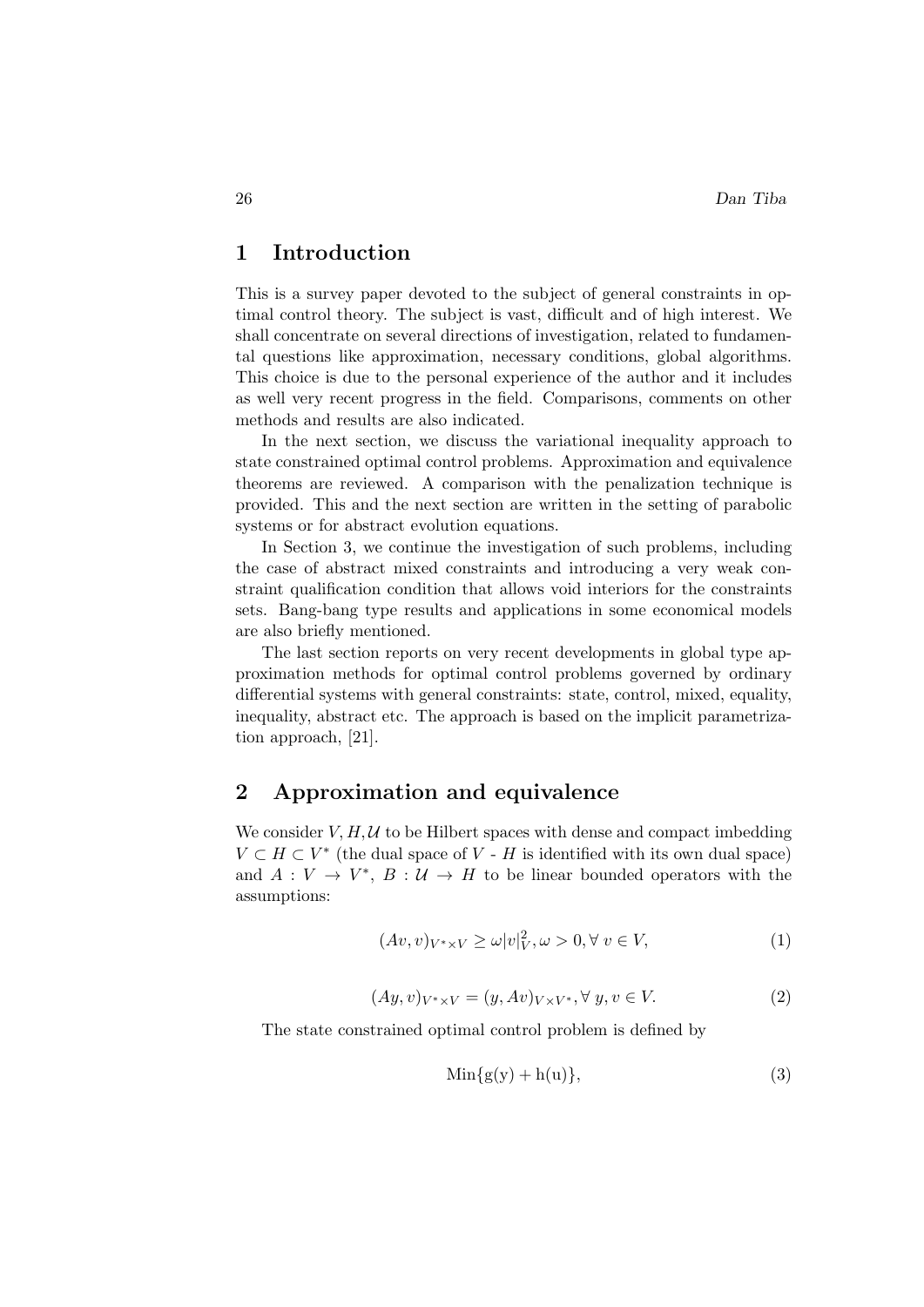## 1 Introduction

This is a survey paper devoted to the subject of general constraints in optimal control theory. The subject is vast, difficult and of high interest. We shall concentrate on several directions of investigation, related to fundamental questions like approximation, necessary conditions, global algorithms. This choice is due to the personal experience of the author and it includes as well very recent progress in the field. Comparisons, comments on other methods and results are also indicated.

In the next section, we discuss the variational inequality approach to state constrained optimal control problems. Approximation and equivalence theorems are reviewed. A comparison with the penalization technique is provided. This and the next section are written in the setting of parabolic systems or for abstract evolution equations.

In Section 3, we continue the investigation of such problems, including the case of abstract mixed constraints and introducing a very weak constraint qualification condition that allows void interiors for the constraints sets. Bang-bang type results and applications in some economical models are also briefly mentioned.

The last section reports on very recent developments in global type approximation methods for optimal control problems governed by ordinary differential systems with general constraints: state, control, mixed, equality, inequality, abstract etc. The approach is based on the implicit parametrization approach, [21].

## 2 Approximation and equivalence

We consider $V, H, \mathcal{U}$ to be Hilbert spaces with dense and compact imbedding $V \subset H \subset V^*$ (the dual space of $V$ - $H$ is identified with its own dual space) and $A : V \to V^*$, $B : \mathcal{U} \to H$ to be linear bounded operators with the assumptions:

$$(Av, v)_{V^* \times V} \geq \omega |v|_V^2, \omega > 0, \forall\, v \in V, \tag{1}$$

$$(Ay, v)_{V^* \times V} = (y, Av)_{V \times V^*}, \forall\, y, v \in V. \tag{2}$$

The state constrained optimal control problem is defined by

$$\mathrm{Min}\{\mathrm{g(y) + h(u)}\}, \tag{3}$$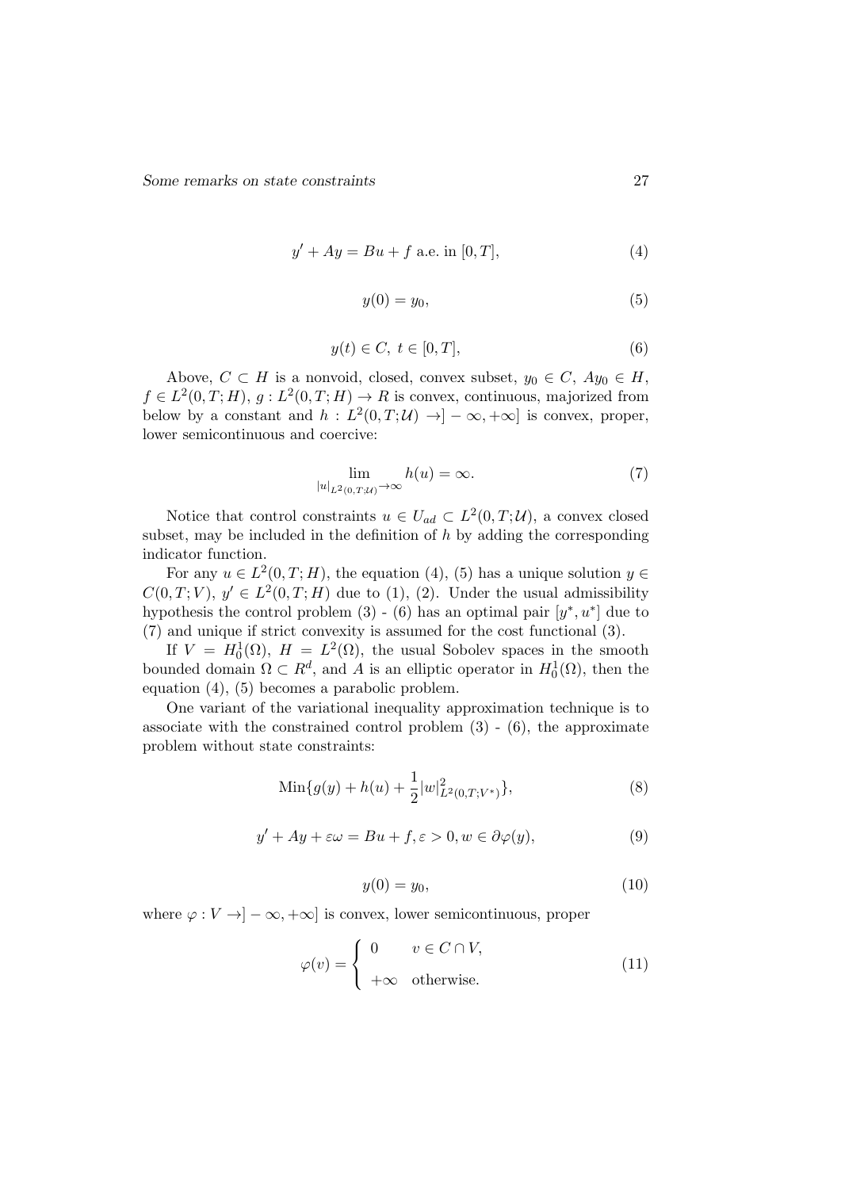$$y' + Ay = Bu + f \text{ a.e. in } [0,T], \tag{4}$$

$$y(0) = y_0, \tag{5}$$

$$y(t) \in C,\ t \in [0,T], \tag{6}$$

Above, $C \subset H$ is a nonvoid, closed, convex subset, $y_0 \in C$, $Ay_0 \in H$, $f \in L^2(0,T;H)$, $g : L^2(0,T;H) \to R$ is convex, continuous, majorized from below by a constant and $h : L^2(0,T;\mathcal{U}) \to ]-\infty,+\infty]$ is convex, proper, lower semicontinuous and coercive:

$$\lim_{|u|_{L^2(0,T;\mathcal{U})} \to \infty} h(u) = \infty. \tag{7}$$

Notice that control constraints $u \in U_{ad} \subset L^2(0,T;\mathcal{U})$, a convex closed subset, may be included in the definition of $h$ by adding the corresponding indicator function.

For any $u \in L^2(0,T;H)$, the equation (4), (5) has a unique solution $y \in C(0,T;V)$, $y' \in L^2(0,T;H)$ due to (1), (2). Under the usual admissibility hypothesis the control problem (3) - (6) has an optimal pair $[y^*, u^*]$ due to (7) and unique if strict convexity is assumed for the cost functional (3).

If $V = H_0^1(\Omega)$, $H = L^2(\Omega)$, the usual Sobolev spaces in the smooth bounded domain $\Omega \subset R^d$, and $A$ is an elliptic operator in $H_0^1(\Omega)$, then the equation (4), (5) becomes a parabolic problem.

One variant of the variational inequality approximation technique is to associate with the constrained control problem (3) - (6), the approximate problem without state constraints:

$$\text{Min}\{g(y) + h(u) + \frac{1}{2}|w|^2_{L^2(0,T;V^*)}\}, \tag{8}$$

$$y' + Ay + \varepsilon\omega = Bu + f, \varepsilon > 0, w \in \partial\varphi(y), \tag{9}$$

$$y(0) = y_0, \tag{10}$$

where $\varphi : V \to ]-\infty,+\infty]$ is convex, lower semicontinuous, proper

$$\varphi(v) = \begin{cases} 0 & v \in C \cap V, \\ +\infty & \text{otherwise.} \end{cases} \tag{11}$$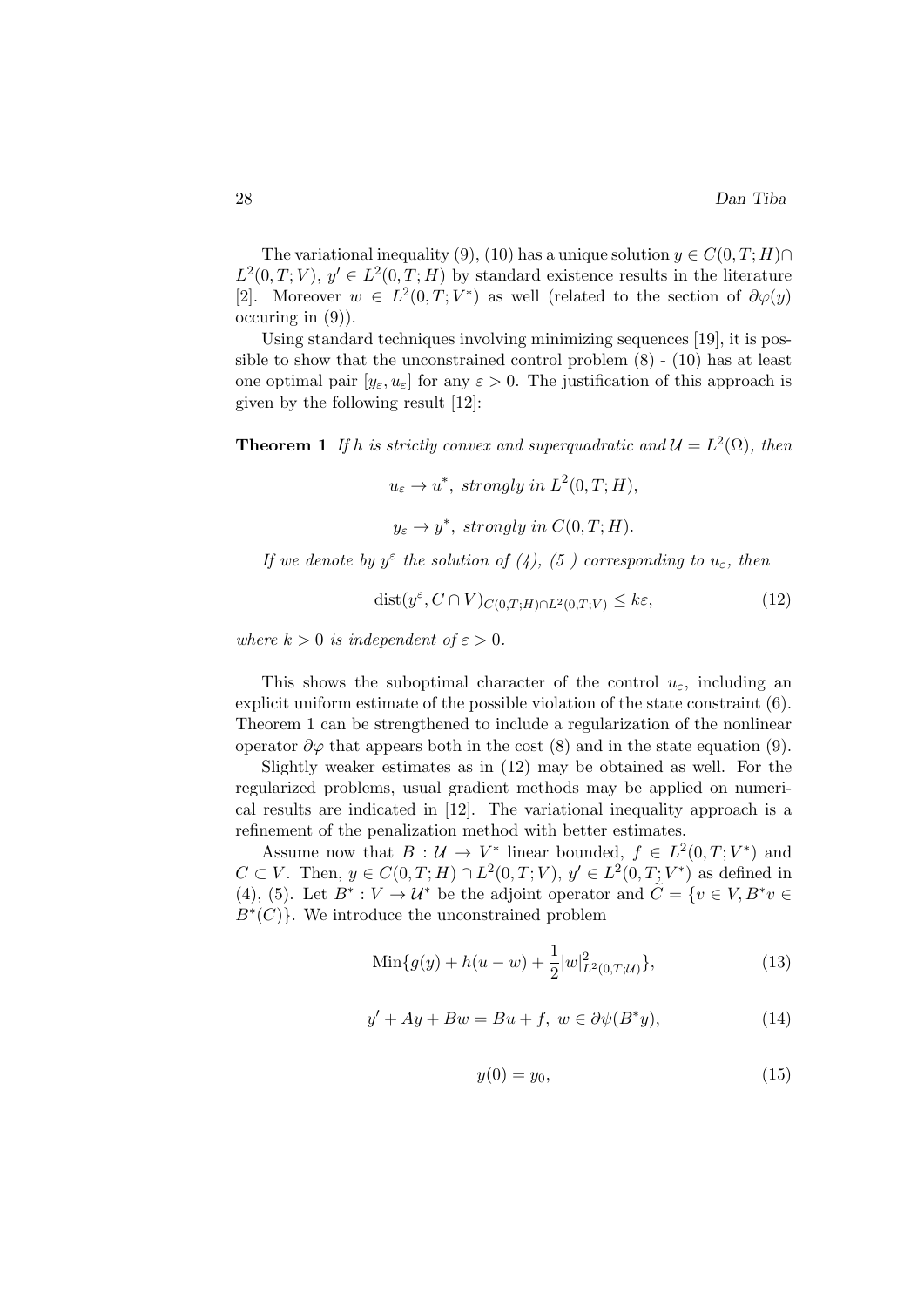The variational inequality (9), (10) has a unique solution $y \in C(0,T;H) \cap L^2(0,T;V)$, $y' \in L^2(0,T;H)$ by standard existence results in the literature [2]. Moreover $w \in L^2(0,T;V^*)$ as well (related to the section of $\partial\varphi(y)$ occuring in (9)).

Using standard techniques involving minimizing sequences [19], it is possible to show that the unconstrained control problem (8) - (10) has at least one optimal pair $[y_\varepsilon, u_\varepsilon]$ for any $\varepsilon > 0$. The justification of this approach is given by the following result [12]:

**Theorem 1** *If $h$ is strictly convex and superquadratic and $\mathcal{U} = L^2(\Omega)$, then*

$$u_\varepsilon \to u^*, \text{ strongly in } L^2(0,T;H),$$

$$y_\varepsilon \to y^*, \text{ strongly in } C(0,T;H).$$

*If we denote by $y^\varepsilon$ the solution of (4), (5 ) corresponding to $u_\varepsilon$, then*

$$\operatorname{dist}(y^\varepsilon, C \cap V)_{C(0,T;H)\cap L^2(0,T;V)} \leq k\varepsilon, \tag{12}$$

*where $k > 0$ is independent of $\varepsilon > 0$.*

This shows the suboptimal character of the control $u_\varepsilon$, including an explicit uniform estimate of the possible violation of the state constraint (6). Theorem 1 can be strengthened to include a regularization of the nonlinear operator $\partial\varphi$ that appears both in the cost (8) and in the state equation (9).

Slightly weaker estimates as in (12) may be obtained as well. For the regularized problems, usual gradient methods may be applied on numerical results are indicated in [12]. The variational inequality approach is a refinement of the penalization method with better estimates.

Assume now that $B : \mathcal{U} \to V^*$ linear bounded, $f \in L^2(0,T;V^*)$ and $C \subset V$. Then, $y \in C(0,T;H) \cap L^2(0,T;V)$, $y' \in L^2(0,T;V^*)$ as defined in (4), (5). Let $B^* : V \to \mathcal{U}^*$ be the adjoint operator and $\widetilde{C} = \{v \in V, B^*v \in B^*(C)\}$. We introduce the unconstrained problem

$$\operatorname{Min}\{g(y) + h(u - w) + \frac{1}{2}|w|^2_{L^2(0,T;\mathcal{U})}\}, \tag{13}$$

$$y' + Ay + Bw = Bu + f, \; w \in \partial\psi(B^*y), \tag{14}$$

$$y(0) = y_0, \tag{15}$$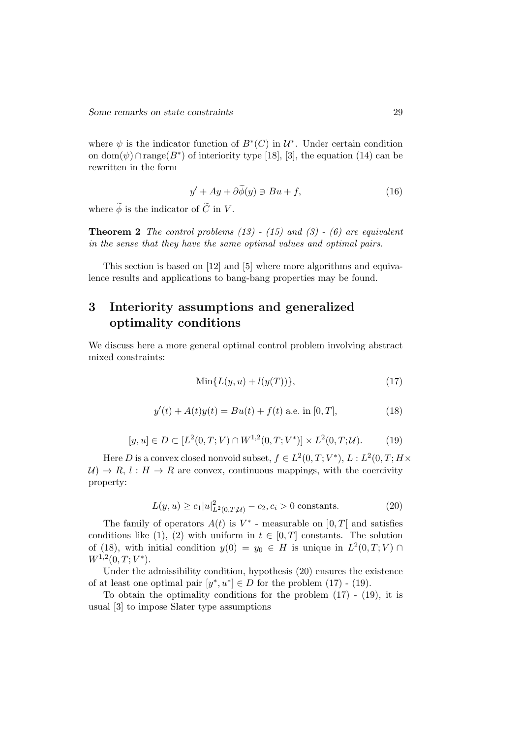where $\psi$ is the indicator function of $B^*(C)$ in $\mathcal{U}^*$. Under certain condition on $\mathrm{dom}(\psi) \cap \mathrm{range}(B^*)$ of interiority type [18], [3], the equation (14) can be rewritten in the form

$$y' + Ay + \partial\widetilde{\phi}(y) \ni Bu + f, \tag{16}$$

where $\widetilde{\phi}$ is the indicator of $\widetilde{C}$ in $V$.

**Theorem 2** *The control problems (13) - (15) and (3) - (6) are equivalent in the sense that they have the same optimal values and optimal pairs.*

This section is based on [12] and [5] where more algorithms and equivalence results and applications to bang-bang properties may be found.

## 3 Interiority assumptions and generalized optimality conditions

We discuss here a more general optimal control problem involving abstract mixed constraints:

$$\mathrm{Min}\{L(y,u) + l(y(T))\}, \tag{17}$$

$$y'(t) + A(t)y(t) = Bu(t) + f(t) \text{ a.e. in } [0,T], \tag{18}$$

$$[y,u] \in D \subset [L^2(0,T;V) \cap W^{1,2}(0,T;V^*)] \times L^2(0,T;\mathcal{U}). \tag{19}$$

Here $D$ is a convex closed nonvoid subset, $f \in L^2(0,T;V^*)$, $L : L^2(0,T;H \times \mathcal{U}) \to R$, $l : H \to R$ are convex, continuous mappings, with the coercivity property:

$$L(y,u) \geq c_1 |u|^2_{L^2(0,T;\mathcal{U})} - c_2, c_i > 0 \text{ constants}. \tag{20}$$

The family of operators $A(t)$ is $V^*$ - measurable on $]0,T[$ and satisfies conditions like (1), (2) with uniform in $t \in [0,T]$ constants. The solution of (18), with initial condition $y(0) = y_0 \in H$ is unique in $L^2(0,T;V) \cap W^{1,2}(0,T;V^*)$.

Under the admissibility condition, hypothesis (20) ensures the existence of at least one optimal pair $[y^*, u^*] \in D$ for the problem (17) - (19).

To obtain the optimality conditions for the problem (17) - (19), it is usual [3] to impose Slater type assumptions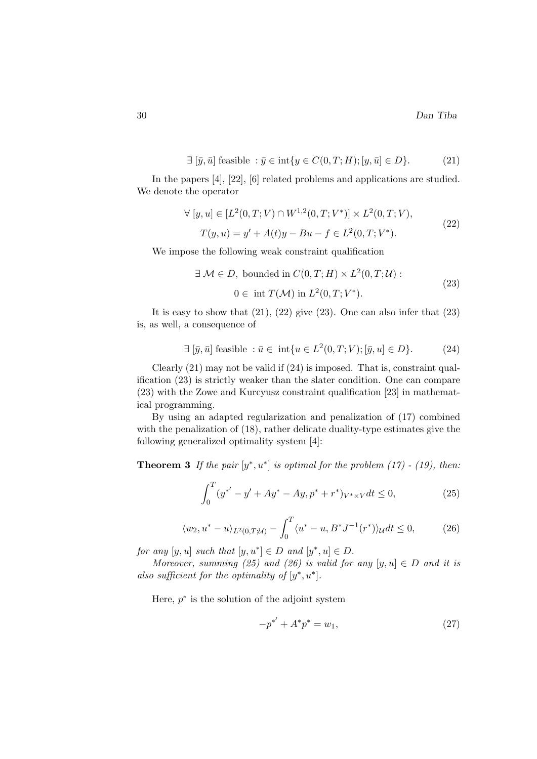$$\exists\, [\bar{y}, \bar{u}] \text{ feasible } : \bar{y} \in \operatorname{int}\{y \in C(0,T;H); [y, \bar{u}] \in D\}. \tag{21}$$

In the papers [4], [22], [6] related problems and applications are studied. We denote the operator

$$\begin{gathered} \forall\, [y,u] \in [L^2(0,T;V) \cap W^{1,2}(0,T;V^*)] \times L^2(0,T;V), \\ T(y,u) = y' + A(t)y - Bu - f \in L^2(0,T;V^*). \end{gathered} \tag{22}$$

We impose the following weak constraint qualification

$$\begin{gathered} \exists\, \mathcal{M} \in D, \text{ bounded in } C(0,T;H) \times L^2(0,T;\mathcal{U}) : \\ 0 \in \text{ int } T(\mathcal{M}) \text{ in } L^2(0,T;V^*). \end{gathered} \tag{23}$$

It is easy to show that (21), (22) give (23). One can also infer that (23) is, as well, a consequence of

$$\exists\, [\bar{y}, \bar{u}] \text{ feasible } : \bar{u} \in \text{ int}\{u \in L^2(0,T;V); [\bar{y}, u] \in D\}. \tag{24}$$

Clearly (21) may not be valid if (24) is imposed. That is, constraint qualification (23) is strictly weaker than the slater condition. One can compare (23) with the Zowe and Kurcyusz constraint qualification [23] in mathematical programming.

By using an adapted regularization and penalization of (17) combined with the penalization of (18), rather delicate duality-type estimates give the following generalized optimality system [4]:

**Theorem 3** *If the pair $[y^*, u^*]$ is optimal for the problem (17) - (19), then:*

$$\int_0^T (y^{*'} - y' + Ay^* - Ay, p^* + r^*)_{V^* \times V}\, dt \leq 0, \tag{25}$$

$$\langle w_2, u^* - u \rangle_{L^2(0,T;\mathcal{U})} - \int_0^T \langle u^* - u, B^* J^{-1}(r^*) \rangle_{\mathcal{U}}\, dt \leq 0, \tag{26}$$

*for any $[y,u]$ such that $[y, u^*] \in D$ and $[y^*, u] \in D$.*

*Moreover, summing (25) and (26) is valid for any $[y,u] \in D$ and it is also sufficient for the optimality of $[y^*, u^*]$.*

Here, $p^*$ is the solution of the adjoint system

$$-p^{*'} + A^* p^* = w_1, \tag{27}$$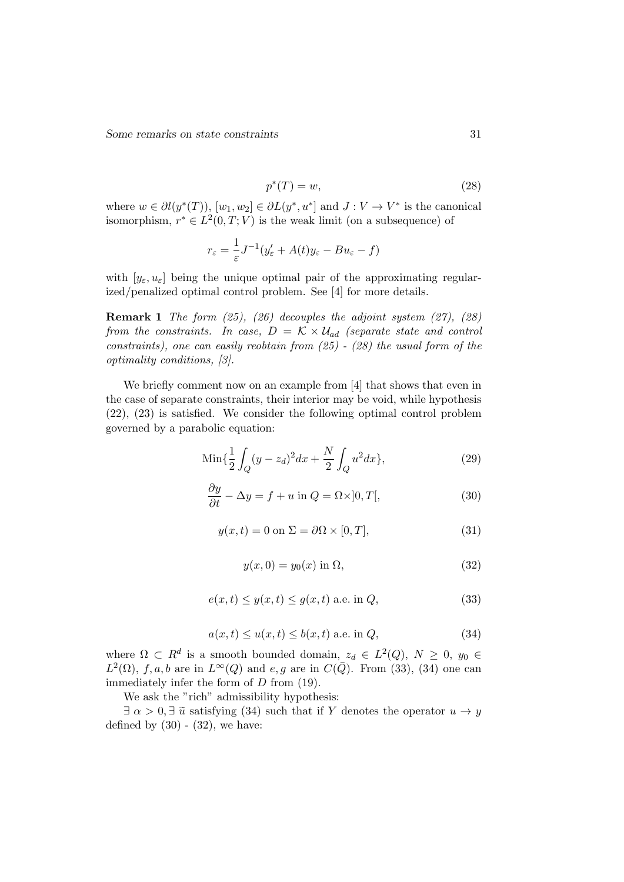$$p^*(T) = w, \tag{28}$$

where $w \in \partial l(y^*(T))$, $[w_1, w_2] \in \partial L(y^*, u^*]$ and $J : V \to V^*$ is the canonical isomorphism, $r^* \in L^2(0,T;V)$ is the weak limit (on a subsequence) of

$$r_\varepsilon = \frac{1}{\varepsilon} J^{-1}(y'_\varepsilon + A(t)y_\varepsilon - Bu_\varepsilon - f)$$

with $[y_\varepsilon, u_\varepsilon]$ being the unique optimal pair of the approximating regularized/penalized optimal control problem. See [4] for more details.

**Remark 1** *The form (25), (26) decouples the adjoint system (27), (28) from the constraints. In case,* $D = \mathcal{K} \times \mathcal{U}_{ad}$ *(separate state and control constraints), one can easily reobtain from (25) - (28) the usual form of the optimality conditions, [3].*

We briefly comment now on an example from [4] that shows that even in the case of separate constraints, their interior may be void, while hypothesis (22), (23) is satisfied. We consider the following optimal control problem governed by a parabolic equation:

$$\text{Min}\{\frac{1}{2}\int_Q (y - z_d)^2 dx + \frac{N}{2}\int_Q u^2 dx\}, \tag{29}$$

$$\frac{\partial y}{\partial t} - \Delta y = f + u \text{ in } Q = \Omega \times ]0, T[, \tag{30}$$

$$y(x,t) = 0 \text{ on } \Sigma = \partial\Omega \times [0,T], \tag{31}$$

$$y(x,0) = y_0(x) \text{ in } \Omega, \tag{32}$$

$$e(x,t) \le y(x,t) \le g(x,t) \text{ a.e. in } Q, \tag{33}$$

$$a(x,t) \le u(x,t) \le b(x,t) \text{ a.e. in } Q, \tag{34}$$

where $\Omega \subset R^d$ is a smooth bounded domain, $z_d \in L^2(Q)$, $N \ge 0$, $y_0 \in L^2(\Omega)$, $f, a, b$ are in $L^\infty(Q)$ and $e, g$ are in $C(\bar{Q})$. From (33), (34) one can immediately infer the form of $D$ from (19).

We ask the "rich" admissibility hypothesis:

$\exists\ \alpha > 0, \exists\ \tilde{u}$ satisfying (34) such that if $Y$ denotes the operator $u \to y$ defined by (30) - (32), we have: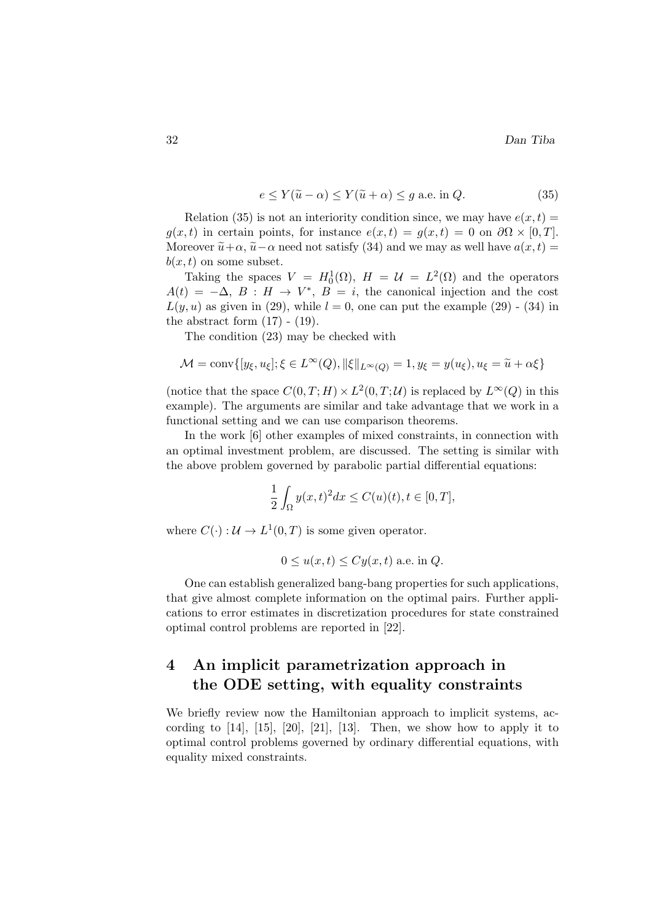$$e \le Y(\widetilde{u} - \alpha) \le Y(\widetilde{u} + \alpha) \le g \text{ a.e. in } Q. \tag{35}$$

Relation (35) is not an interiority condition since, we may have $e(x,t) = g(x,t)$ in certain points, for instance $e(x,t) = g(x,t) = 0$ on $\partial\Omega \times [0,T]$. Moreover $\widetilde{u}+\alpha$, $\widetilde{u}-\alpha$ need not satisfy (34) and we may as well have $a(x,t) = b(x,t)$ on some subset.

Taking the spaces $V = H_0^1(\Omega)$, $H = \mathcal{U} = L^2(\Omega)$ and the operators $A(t) = -\Delta$, $B : H \to V^*$, $B = i$, the canonical injection and the cost $L(y,u)$ as given in (29), while $l = 0$, one can put the example (29) - (34) in the abstract form (17) - (19).

The condition (23) may be checked with

$$\mathcal{M} = \mathrm{conv}\{[y_\xi, u_\xi]; \xi \in L^\infty(Q), \|\xi\|_{L^\infty(Q)} = 1, y_\xi = y(u_\xi), u_\xi = \widetilde{u} + \alpha\xi\}$$

(notice that the space $C(0,T;H) \times L^2(0,T;\mathcal{U})$ is replaced by $L^\infty(Q)$ in this example). The arguments are similar and take advantage that we work in a functional setting and we can use comparison theorems.

In the work [6] other examples of mixed constraints, in connection with an optimal investment problem, are discussed. The setting is similar with the above problem governed by parabolic partial differential equations:

$$\frac{1}{2}\int_\Omega y(x,t)^2 dx \le C(u)(t), t \in [0,T],$$

where $C(\cdot) : \mathcal{U} \to L^1(0,T)$ is some given operator.

$$0 \le u(x,t) \le Cy(x,t) \text{ a.e. in } Q.$$

One can establish generalized bang-bang properties for such applications, that give almost complete information on the optimal pairs. Further applications to error estimates in discretization procedures for state constrained optimal control problems are reported in [22].

## 4 An implicit parametrization approach in the ODE setting, with equality constraints

We briefly review now the Hamiltonian approach to implicit systems, according to [14], [15], [20], [21], [13]. Then, we show how to apply it to optimal control problems governed by ordinary differential equations, with equality mixed constraints.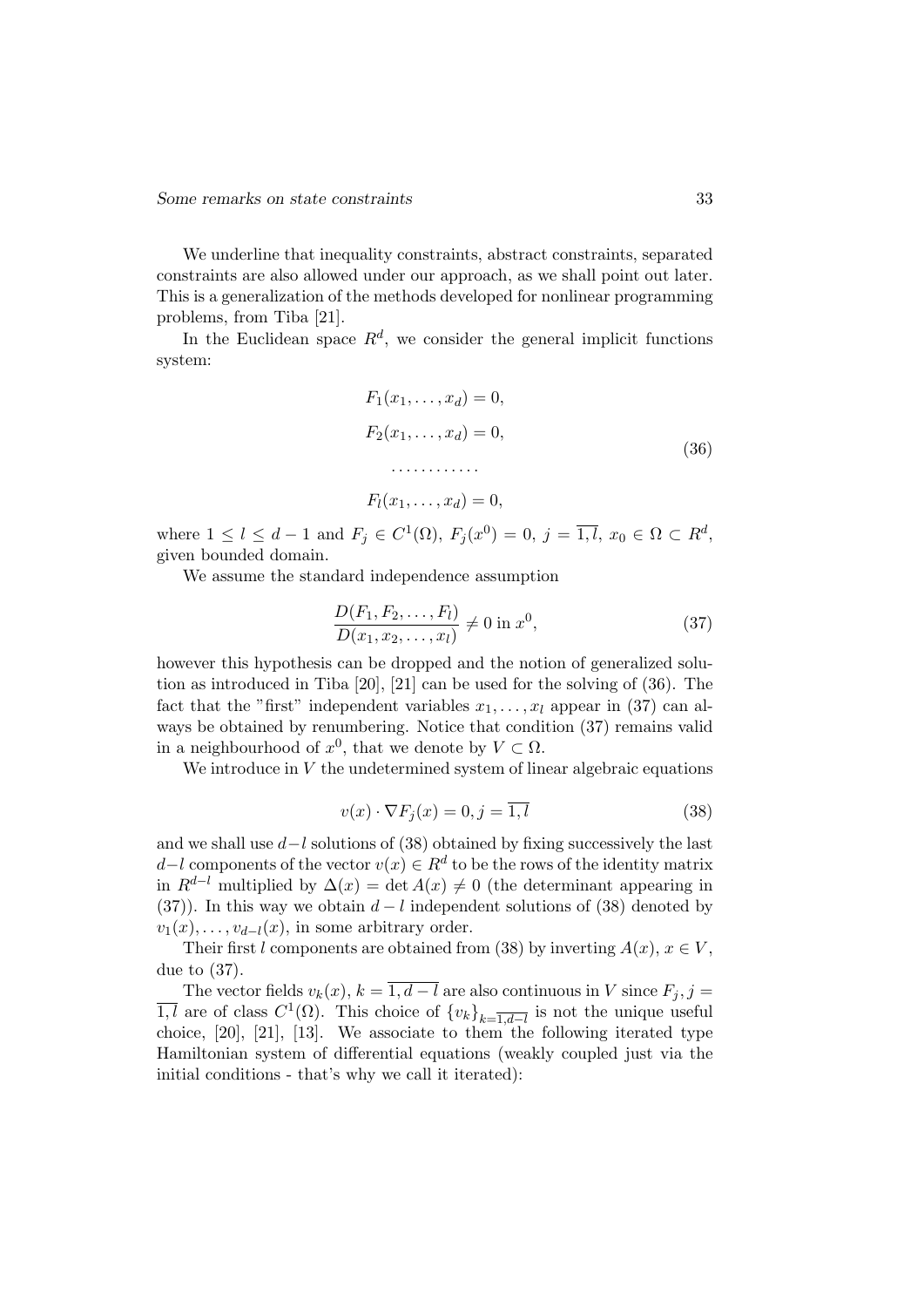We underline that inequality constraints, abstract constraints, separated constraints are also allowed under our approach, as we shall point out later. This is a generalization of the methods developed for nonlinear programming problems, from Tiba [21].

In the Euclidean space $R^d$, we consider the general implicit functions system:

$$
\begin{aligned}
&F_1(x_1,\ldots,x_d)=0,\\
&F_2(x_1,\ldots,x_d)=0,\\
&\quad\ldots\ldots\ldots\ldots\\
&F_l(x_1,\ldots,x_d)=0,
\end{aligned}
\tag{36}
$$

where $1 \leq l \leq d-1$ and $F_j \in C^1(\Omega)$, $F_j(x^0) = 0$, $j = \overline{1,l}$, $x_0 \in \Omega \subset R^d$, given bounded domain.

We assume the standard independence assumption

$$
\frac{D(F_1, F_2, \ldots, F_l)}{D(x_1, x_2, \ldots, x_l)} \neq 0 \text{ in } x^0, \tag{37}
$$

however this hypothesis can be dropped and the notion of generalized solution as introduced in Tiba [20], [21] can be used for the solving of (36). The fact that the "first" independent variables $x_1, \ldots, x_l$ appear in (37) can always be obtained by renumbering. Notice that condition (37) remains valid in a neighbourhood of $x^0$, that we denote by $V \subset \Omega$.

We introduce in $V$ the undetermined system of linear algebraic equations

$$
v(x) \cdot \nabla F_j(x) = 0, j = \overline{1,l} \tag{38}
$$

and we shall use $d-l$ solutions of (38) obtained by fixing successively the last $d-l$ components of the vector $v(x) \in R^d$ to be the rows of the identity matrix in $R^{d-l}$ multiplied by $\Delta(x) = \det A(x) \neq 0$ (the determinant appearing in (37)). In this way we obtain $d-l$ independent solutions of (38) denoted by $v_1(x), \ldots, v_{d-l}(x)$, in some arbitrary order.

Their first $l$ components are obtained from (38) by inverting $A(x)$, $x \in V$, due to (37).

The vector fields $v_k(x)$, $k = \overline{1, d-l}$ are also continuous in $V$ since $F_j$, $j = \overline{1,l}$ are of class $C^1(\Omega)$. This choice of $\{v_k\}_{k=\overline{1,d-l}}$ is not the unique useful choice, [20], [21], [13]. We associate to them the following iterated type Hamiltonian system of differential equations (weakly coupled just via the initial conditions - that's why we call it iterated):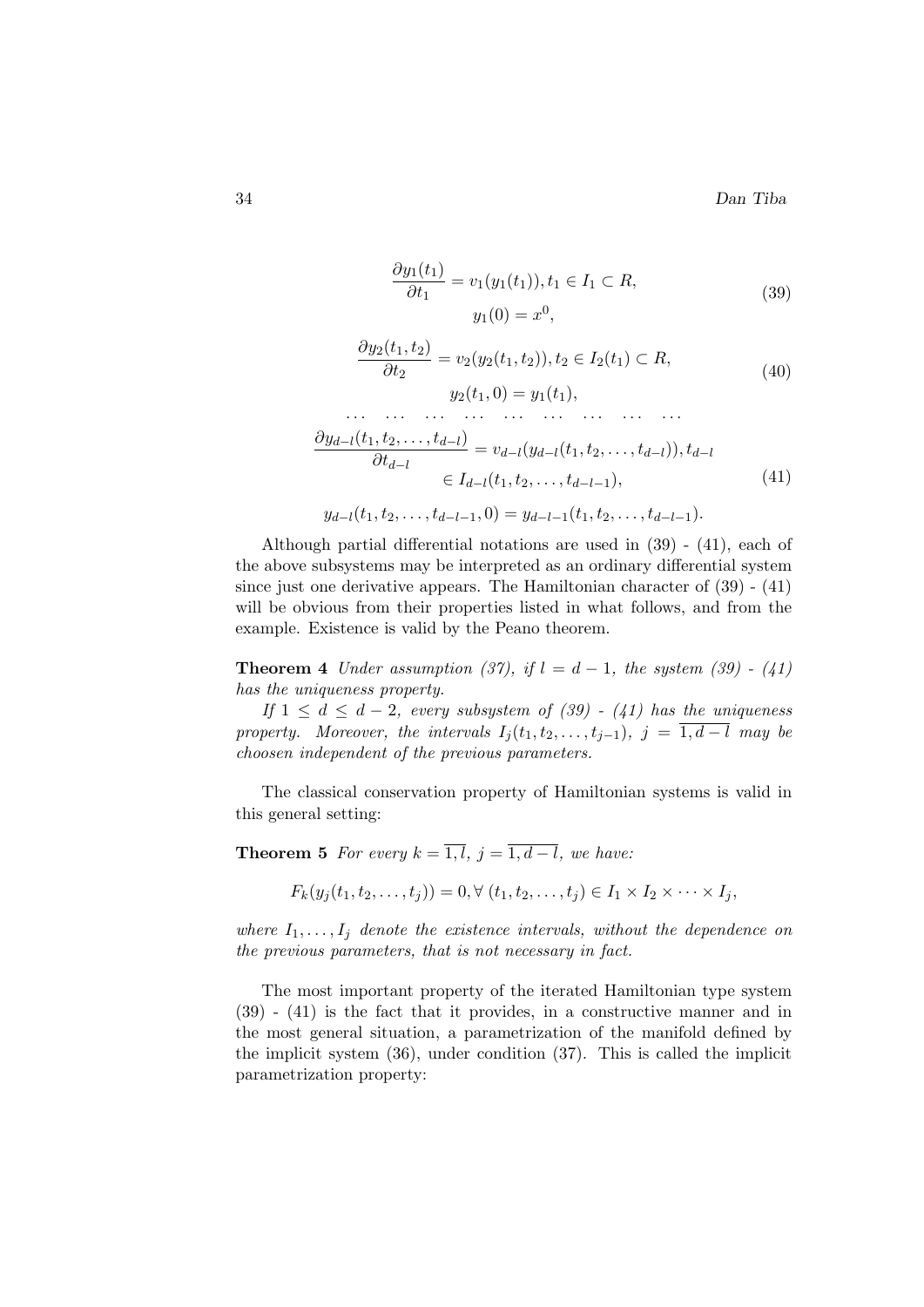$$\frac{\partial y_1(t_1)}{\partial t_1} = v_1(y_1(t_1)), t_1 \in I_1 \subset R, \\ y_1(0) = x^0, \tag{39}$$

$$\frac{\partial y_2(t_1,t_2)}{\partial t_2} = v_2(y_2(t_1,t_2)), t_2 \in I_2(t_1) \subset R, \\ y_2(t_1,0) = y_1(t_1), \tag{40}$$

$$\dots \quad \dots \quad \dots \quad \dots \quad \dots \quad \dots \quad \dots \quad \dots \quad \dots$$

$$\frac{\partial y_{d-l}(t_1,t_2,\dots,t_{d-l})}{\partial t_{d-l}} = v_{d-l}(y_{d-l}(t_1,t_2,\dots,t_{d-l})), t_{d-l} \\ \in I_{d-l}(t_1,t_2,\dots,t_{d-l-1}), \tag{41}$$

$$y_{d-l}(t_1,t_2,\dots,t_{d-l-1},0) = y_{d-l-1}(t_1,t_2,\dots,t_{d-l-1}).$$

Although partial differential notations are used in (39) - (41), each of the above subsystems may be interpreted as an ordinary differential system since just one derivative appears. The Hamiltonian character of (39) - (41) will be obvious from their properties listed in what follows, and from the example. Existence is valid by the Peano theorem.

**Theorem 4** *Under assumption (37), if $l = d-1$, the system (39) - (41) has the uniqueness property.*

*If $1 \leq d \leq d-2$, every subsystem of (39) - (41) has the uniqueness property. Moreover, the intervals $I_j(t_1,t_2,\dots,t_{j-1})$, $j = \overline{1,d-l}$ may be choosen independent of the previous parameters.*

The classical conservation property of Hamiltonian systems is valid in this general setting:

**Theorem 5** *For every $k = \overline{1,l}$, $j = \overline{1,d-l}$, we have:*

$$F_k(y_j(t_1,t_2,\dots,t_j)) = 0, \forall\ (t_1,t_2,\dots,t_j) \in I_1 \times I_2 \times \dots \times I_j,$$

*where $I_1,\dots,I_j$ denote the existence intervals, without the dependence on the previous parameters, that is not necessary in fact.*

The most important property of the iterated Hamiltonian type system (39) - (41) is the fact that it provides, in a constructive manner and in the most general situation, a parametrization of the manifold defined by the implicit system (36), under condition (37). This is called the implicit parametrization property: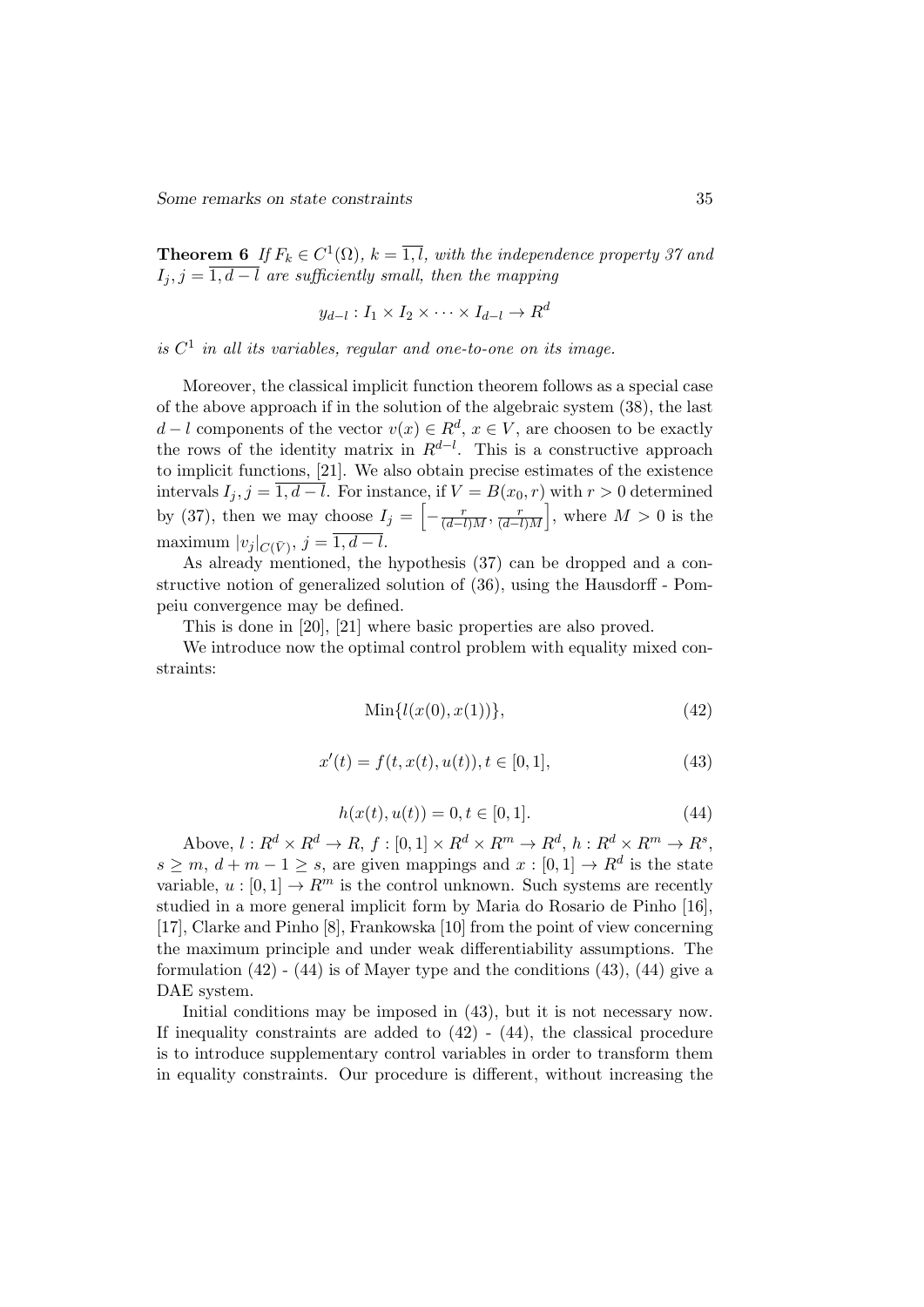**Theorem 6** *If $F_k \in C^1(\Omega)$, $k = \overline{1,l}$, with the independence property 37 and $I_j, j = \overline{1, d-l}$ are sufficiently small, then the mapping*

$$y_{d-l} : I_1 \times I_2 \times \cdots \times I_{d-l} \to R^d$$

*is $C^1$ in all its variables, regular and one-to-one on its image.*

Moreover, the classical implicit function theorem follows as a special case of the above approach if in the solution of the algebraic system (38), the last $d-l$ components of the vector $v(x) \in R^d$, $x \in V$, are choosen to be exactly the rows of the identity matrix in $R^{d-l}$. This is a constructive approach to implicit functions, [21]. We also obtain precise estimates of the existence intervals $I_j, j = \overline{1, d-l}$. For instance, if $V = B(x_0, r)$ with $r > 0$ determined by (37), then we may choose $I_j = \left[-\frac{r}{(d-l)M}, \frac{r}{(d-l)M}\right]$, where $M > 0$ is the maximum $|v_j|_{C(\bar{V})}$, $j = \overline{1, d-l}$.

As already mentioned, the hypothesis (37) can be dropped and a constructive notion of generalized solution of (36), using the Hausdorff - Pompeiu convergence may be defined.

This is done in [20], [21] where basic properties are also proved.

We introduce now the optimal control problem with equality mixed constraints:

$$\text{Min}\{l(x(0), x(1))\}, \tag{42}$$

$$x'(t) = f(t, x(t), u(t)), t \in [0,1], \tag{43}$$

$$h(x(t), u(t)) = 0, t \in [0,1]. \tag{44}$$

Above, $l : R^d \times R^d \to R$, $f : [0,1] \times R^d \times R^m \to R^d$, $h : R^d \times R^m \to R^s$, $s \geq m$, $d + m - 1 \geq s$, are given mappings and $x : [0,1] \to R^d$ is the state variable, $u : [0,1] \to R^m$ is the control unknown. Such systems are recently studied in a more general implicit form by Maria do Rosario de Pinho [16], [17], Clarke and Pinho [8], Frankowska [10] from the point of view concerning the maximum principle and under weak differentiability assumptions. The formulation (42) - (44) is of Mayer type and the conditions (43), (44) give a DAE system.

Initial conditions may be imposed in (43), but it is not necessary now. If inequality constraints are added to (42) - (44), the classical procedure is to introduce supplementary control variables in order to transform them in equality constraints. Our procedure is different, without increasing the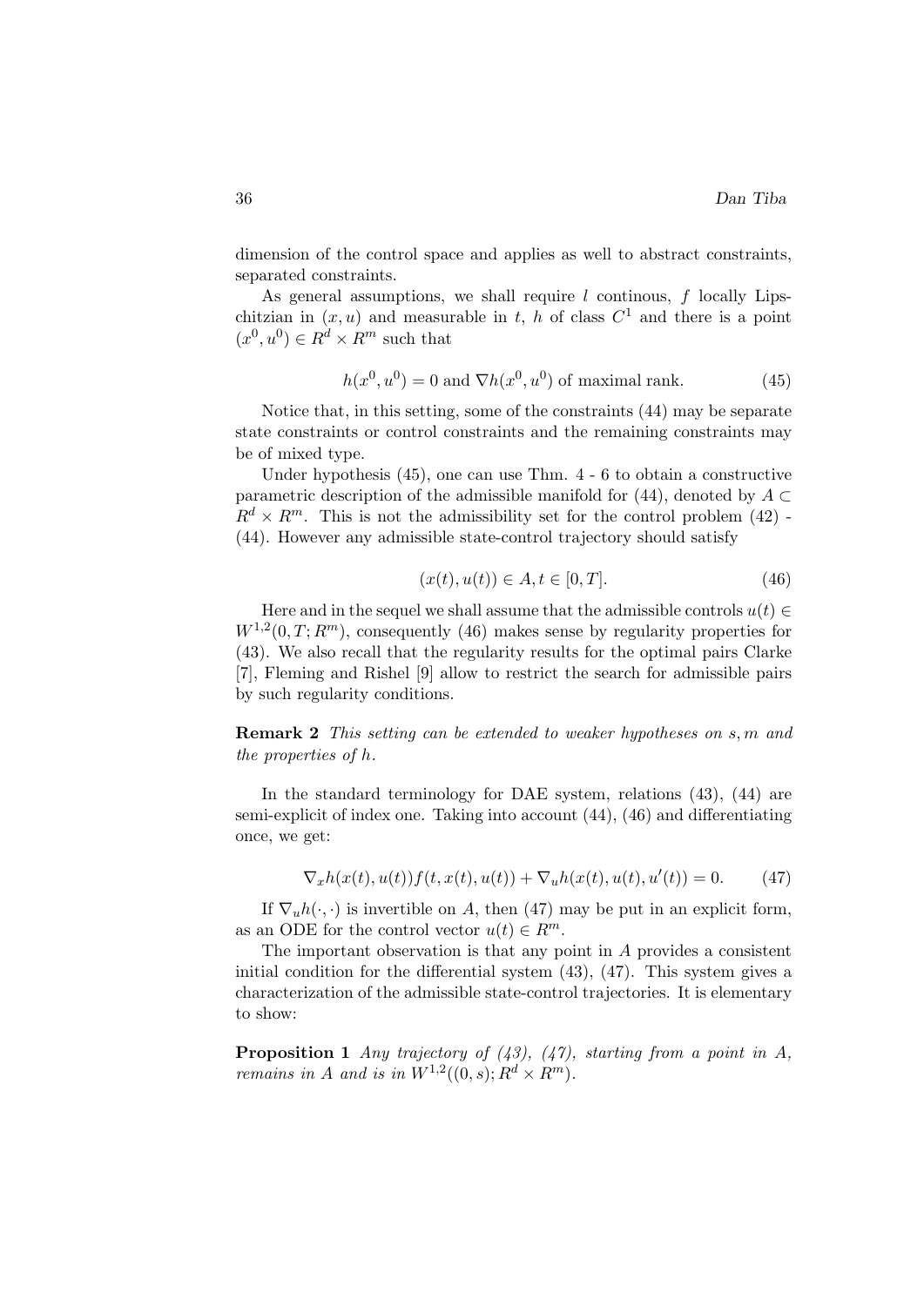dimension of the control space and applies as well to abstract constraints, separated constraints.

As general assumptions, we shall require $l$ continous, $f$ locally Lipschitzian in $(x, u)$ and measurable in $t$, $h$ of class $C^1$ and there is a point $(x^0, u^0) \in R^d \times R^m$ such that

$$h(x^0, u^0) = 0 \text{ and } \nabla h(x^0, u^0) \text{ of maximal rank.} \tag{45}$$

Notice that, in this setting, some of the constraints (44) may be separate state constraints or control constraints and the remaining constraints may be of mixed type.

Under hypothesis (45), one can use Thm. 4 - 6 to obtain a constructive parametric description of the admissible manifold for (44), denoted by $A \subset R^d \times R^m$. This is not the admissibility set for the control problem (42) - (44). However any admissible state-control trajectory should satisfy

$$(x(t), u(t)) \in A, t \in [0, T]. \tag{46}$$

Here and in the sequel we shall assume that the admissible controls $u(t) \in W^{1,2}(0, T; R^m)$, consequently (46) makes sense by regularity properties for (43). We also recall that the regularity results for the optimal pairs Clarke [7], Fleming and Rishel [9] allow to restrict the search for admissible pairs by such regularity conditions.

**Remark 2** *This setting can be extended to weaker hypotheses on $s, m$ and the properties of $h$.*

In the standard terminology for DAE system, relations (43), (44) are semi-explicit of index one. Taking into account (44), (46) and differentiating once, we get:

$$\nabla_x h(x(t), u(t)) f(t, x(t), u(t)) + \nabla_u h(x(t), u(t), u'(t)) = 0. \tag{47}$$

If $\nabla_u h(\cdot, \cdot)$ is invertible on $A$, then (47) may be put in an explicit form, as an ODE for the control vector $u(t) \in R^m$.

The important observation is that any point in $A$ provides a consistent initial condition for the differential system (43), (47). This system gives a characterization of the admissible state-control trajectories. It is elementary to show:

**Proposition 1** *Any trajectory of (43), (47), starting from a point in $A$, remains in $A$ and is in $W^{1,2}((0, s); R^d \times R^m)$.*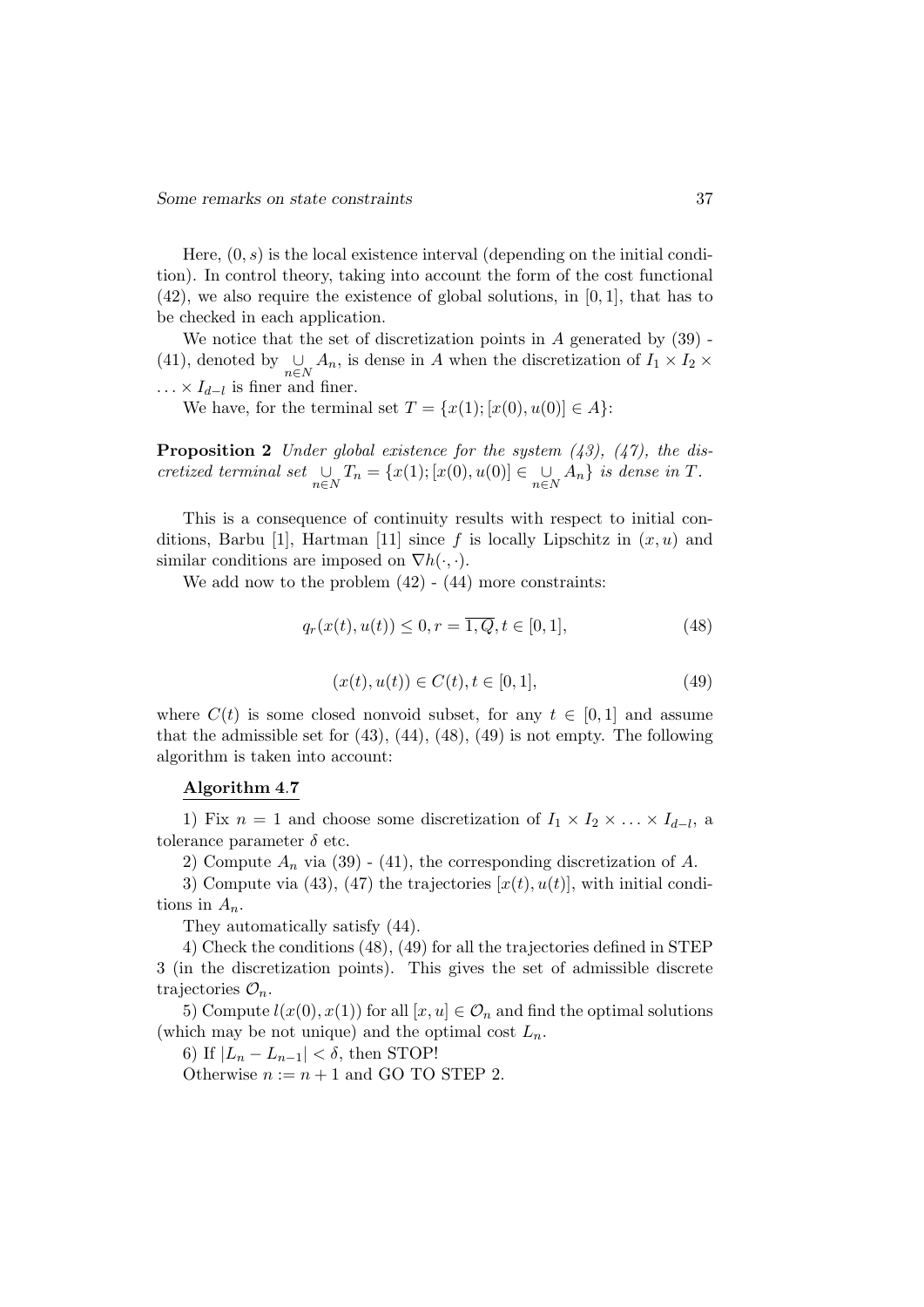Here, $(0, s)$ is the local existence interval (depending on the initial condition). In control theory, taking into account the form of the cost functional (42), we also require the existence of global solutions, in $[0, 1]$, that has to be checked in each application.

We notice that the set of discretization points in $A$ generated by (39) - (41), denoted by $\underset{n \in N}{\cup} A_n$, is dense in $A$ when the discretization of $I_1 \times I_2 \times \ldots \times I_{d-l}$ is finer and finer.

We have, for the terminal set $T = \{x(1); [x(0), u(0)] \in A\}$:

**Proposition 2** *Under global existence for the system (43), (47), the discretized terminal set* $\underset{n \in N}{\cup} T_n = \{x(1); [x(0), u(0)] \in \underset{n \in N}{\cup} A_n\}$ *is dense in* $T$.

This is a consequence of continuity results with respect to initial conditions, Barbu [1], Hartman [11] since $f$ is locally Lipschitz in $(x, u)$ and similar conditions are imposed on $\nabla h(\cdot, \cdot)$.

We add now to the problem (42) - (44) more constraints:

$$q_r(x(t), u(t)) \leq 0, r = \overline{1, Q}, t \in [0, 1], \tag{48}$$

$$(x(t), u(t)) \in C(t), t \in [0, 1], \tag{49}$$

where $C(t)$ is some closed nonvoid subset, for any $t \in [0, 1]$ and assume that the admissible set for (43), (44), (48), (49) is not empty. The following algorithm is taken into account:

**Algorithm 4.7**

1) Fix $n = 1$ and choose some discretization of $I_1 \times I_2 \times \ldots \times I_{d-l}$, a tolerance parameter $\delta$ etc.

2) Compute $A_n$ via (39) - (41), the corresponding discretization of $A$.

3) Compute via (43), (47) the trajectories $[x(t), u(t)]$, with initial conditions in $A_n$.

They automatically satisfy (44).

4) Check the conditions (48), (49) for all the trajectories defined in STEP 3 (in the discretization points). This gives the set of admissible discrete trajectories $\mathcal{O}_n$.

5) Compute $l(x(0), x(1))$ for all $[x, u] \in \mathcal{O}_n$ and find the optimal solutions (which may be not unique) and the optimal cost $L_n$.

6) If $|L_n - L_{n-1}| < \delta$, then STOP!

Otherwise $n := n + 1$ and GO TO STEP 2.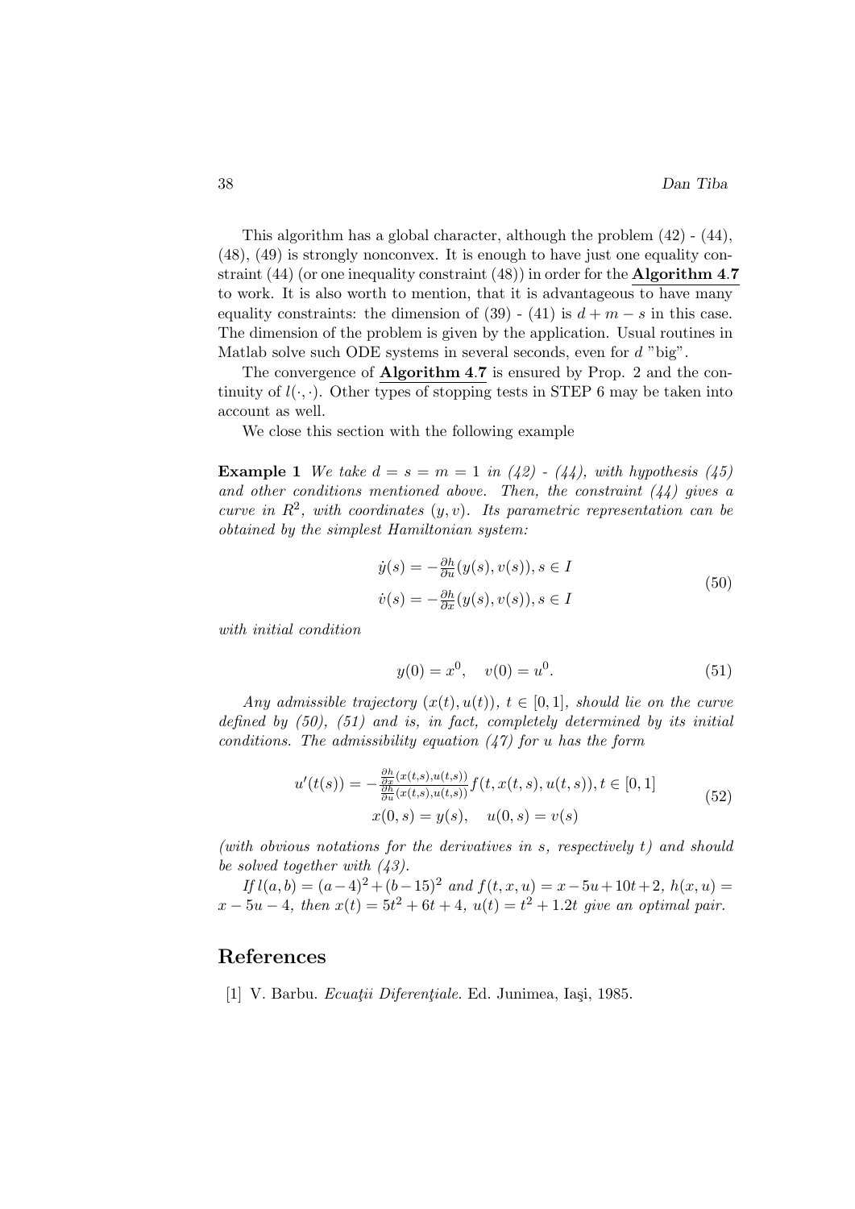This algorithm has a global character, although the problem (42) - (44), (48), (49) is strongly nonconvex. It is enough to have just one equality constraint (44) (or one inequality constraint (48)) in order for the **Algorithm 4.7** to work. It is also worth to mention, that it is advantageous to have many equality constraints: the dimension of (39) - (41) is $d + m - s$ in this case. The dimension of the problem is given by the application. Usual routines in Matlab solve such ODE systems in several seconds, even for $d$ "big".

The convergence of **Algorithm 4.7** is ensured by Prop. 2 and the continuity of $l(\cdot,\cdot)$. Other types of stopping tests in STEP 6 may be taken into account as well.

We close this section with the following example

**Example 1** *We take $d = s = m = 1$ in (42) - (44), with hypothesis (45) and other conditions mentioned above. Then, the constraint (44) gives a curve in $R^2$, with coordinates $(y, v)$. Its parametric representation can be obtained by the simplest Hamiltonian system:*

$$
\begin{aligned}
\dot{y}(s) &= -\tfrac{\partial h}{\partial u}(y(s), v(s)), s \in I \\
\dot{v}(s) &= -\tfrac{\partial h}{\partial x}(y(s), v(s)), s \in I
\end{aligned}
\tag{50}
$$

*with initial condition*

$$
y(0) = x^0, \quad v(0) = u^0. \tag{51}
$$

*Any admissible trajectory $(x(t), u(t))$, $t \in [0,1]$, should lie on the curve defined by (50), (51) and is, in fact, completely determined by its initial conditions. The admissibility equation (47) for $u$ has the form*

$$
\begin{aligned}
u'(t(s)) &= -\frac{\frac{\partial h}{\partial x}(x(t,s),u(t,s))}{\frac{\partial h}{\partial u}(x(t,s),u(t,s))} f(t, x(t,s), u(t,s)), t \in [0,1] \\
x(0,s) &= y(s), \quad u(0,s) = v(s)
\end{aligned}
\tag{52}
$$

*(with obvious notations for the derivatives in $s$, respectively $t$) and should be solved together with (43).*

*If $l(a,b) = (a-4)^2 + (b-15)^2$ and $f(t,x,u) = x - 5u + 10t + 2$, $h(x,u) = x - 5u - 4$, then $x(t) = 5t^2 + 6t + 4$, $u(t) = t^2 + 1.2t$ give an optimal pair.*

## References

[1] V. Barbu. *Ecuaţii Diferenţiale*. Ed. Junimea, Iaşi, 1985.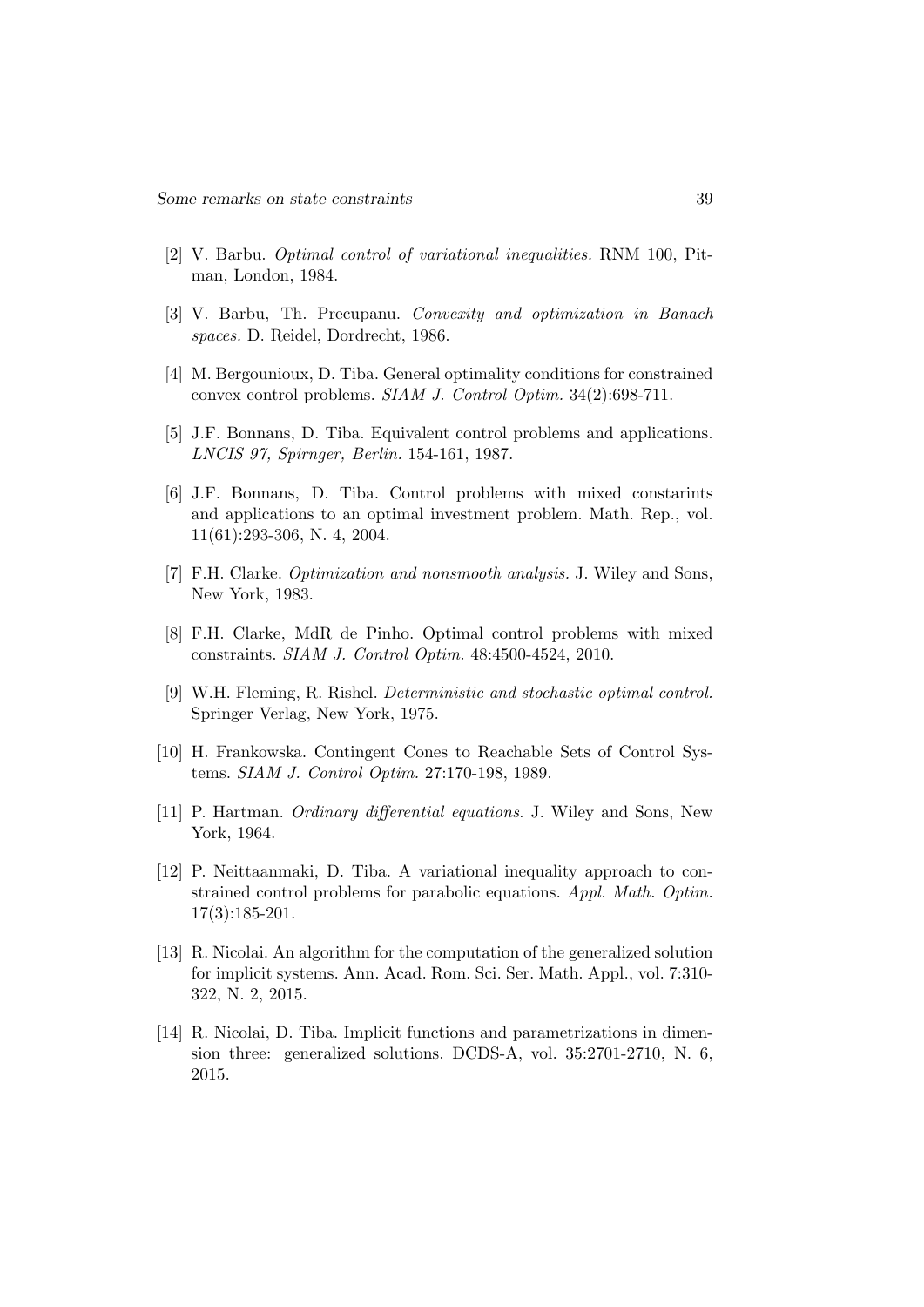[2] V. Barbu. *Optimal control of variational inequalities.* RNM 100, Pitman, London, 1984.

[3] V. Barbu, Th. Precupanu. *Convexity and optimization in Banach spaces.* D. Reidel, Dordrecht, 1986.

[4] M. Bergounioux, D. Tiba. General optimality conditions for constrained convex control problems. *SIAM J. Control Optim.* 34(2):698-711.

[5] J.F. Bonnans, D. Tiba. Equivalent control problems and applications. *LNCIS 97, Spirnger, Berlin.* 154-161, 1987.

[6] J.F. Bonnans, D. Tiba. Control problems with mixed constarints and applications to an optimal investment problem. Math. Rep., vol. 11(61):293-306, N. 4, 2004.

[7] F.H. Clarke. *Optimization and nonsmooth analysis.* J. Wiley and Sons, New York, 1983.

[8] F.H. Clarke, MdR de Pinho. Optimal control problems with mixed constraints. *SIAM J. Control Optim.* 48:4500-4524, 2010.

[9] W.H. Fleming, R. Rishel. *Deterministic and stochastic optimal control.* Springer Verlag, New York, 1975.

[10] H. Frankowska. Contingent Cones to Reachable Sets of Control Systems. *SIAM J. Control Optim.* 27:170-198, 1989.

[11] P. Hartman. *Ordinary differential equations.* J. Wiley and Sons, New York, 1964.

[12] P. Neittaanmaki, D. Tiba. A variational inequality approach to constrained control problems for parabolic equations. *Appl. Math. Optim.* 17(3):185-201.

[13] R. Nicolai. An algorithm for the computation of the generalized solution for implicit systems. Ann. Acad. Rom. Sci. Ser. Math. Appl., vol. 7:310-322, N. 2, 2015.

[14] R. Nicolai, D. Tiba. Implicit functions and parametrizations in dimension three: generalized solutions. DCDS-A, vol. 35:2701-2710, N. 6, 2015.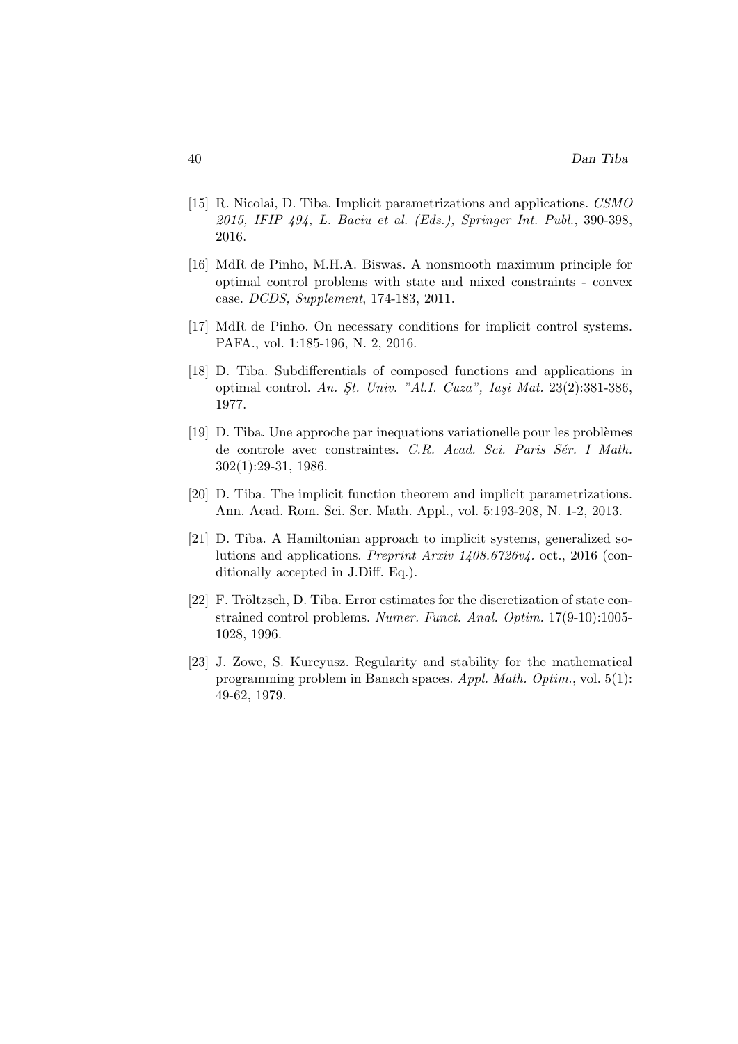[15] R. Nicolai, D. Tiba. Implicit parametrizations and applications. *CSMO 2015, IFIP 494, L. Baciu et al. (Eds.), Springer Int. Publ.*, 390-398, 2016.

[16] MdR de Pinho, M.H.A. Biswas. A nonsmooth maximum principle for optimal control problems with state and mixed constraints - convex case. *DCDS, Supplement*, 174-183, 2011.

[17] MdR de Pinho. On necessary conditions for implicit control systems. PAFA., vol. 1:185-196, N. 2, 2016.

[18] D. Tiba. Subdifferentials of composed functions and applications in optimal control. *An. Şt. Univ. "Al.I. Cuza", Iaşi Mat.* 23(2):381-386, 1977.

[19] D. Tiba. Une approche par inequations variationelle pour les problèmes de controle avec constraintes. *C.R. Acad. Sci. Paris Sér. I Math.* 302(1):29-31, 1986.

[20] D. Tiba. The implicit function theorem and implicit parametrizations. Ann. Acad. Rom. Sci. Ser. Math. Appl., vol. 5:193-208, N. 1-2, 2013.

[21] D. Tiba. A Hamiltonian approach to implicit systems, generalized solutions and applications. *Preprint Arxiv 1408.6726v4.* oct., 2016 (conditionally accepted in J.Diff. Eq.).

[22] F. Tröltzsch, D. Tiba. Error estimates for the discretization of state constrained control problems. *Numer. Funct. Anal. Optim.* 17(9-10):1005-1028, 1996.

[23] J. Zowe, S. Kurcyusz. Regularity and stability for the mathematical programming problem in Banach spaces. *Appl. Math. Optim.*, vol. 5(1): 49-62, 1979.